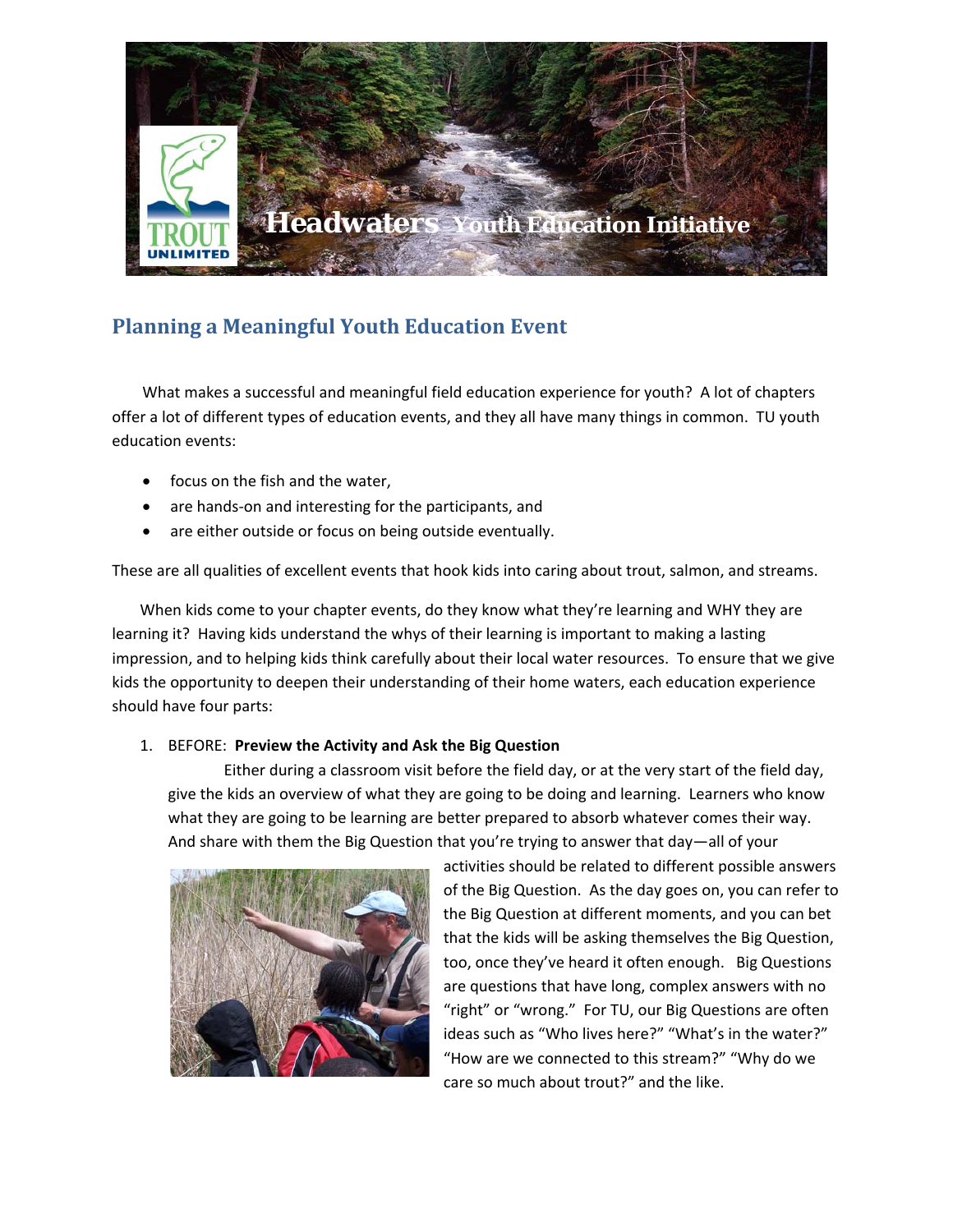# Headwaters Youth Education Initiative

## Planning a Meaningful Youth Education Event

What makes a successful and meaningful field education experience for youth? A lot of chapters offer a lot of different types of education events, and they all have many things in common. TU youth education events:

- focus on the fish and the water,
- are hands-on and interesting for the participants, and
- are either outside or focus on being outside eventually.

These are all qualities of excellent events that hook kids into caring about trout, salmon, and streams.

When kids come to your chapter events, do they know what they're learning and WHY they are learning it? Having kids understand the whys of their learning is important to making a lasting impression, and to helping kids think carefully about their local water resources. To ensure that we give kids the opportunity to deepen their understanding of their home waters, each education experience should have four parts:

1. BEFORE: **Preview the Activity and Ask the Big Question**

   Either during a classroom visit before the field day, or at the very start of the field day, give the kids an overview of what they are going to be doing and learning. Learners who know what they are going to be learning are better prepared to absorb whatever comes their way. And share with them the Big Question that you're trying to answer that day—all of your activities should be related to different possible answers of the Big Question. As the day goes on, you can refer to the Big Question at different moments, and you can bet that the kids will be asking themselves the Big Question, too, once they've heard it often enough. Big Questions are questions that have long, complex answers with no "right" or "wrong." For TU, our Big Questions are often ideas such as "Who lives here?" "What's in the water?" "How are we connected to this stream?" "Why do we care so much about trout?" and the like.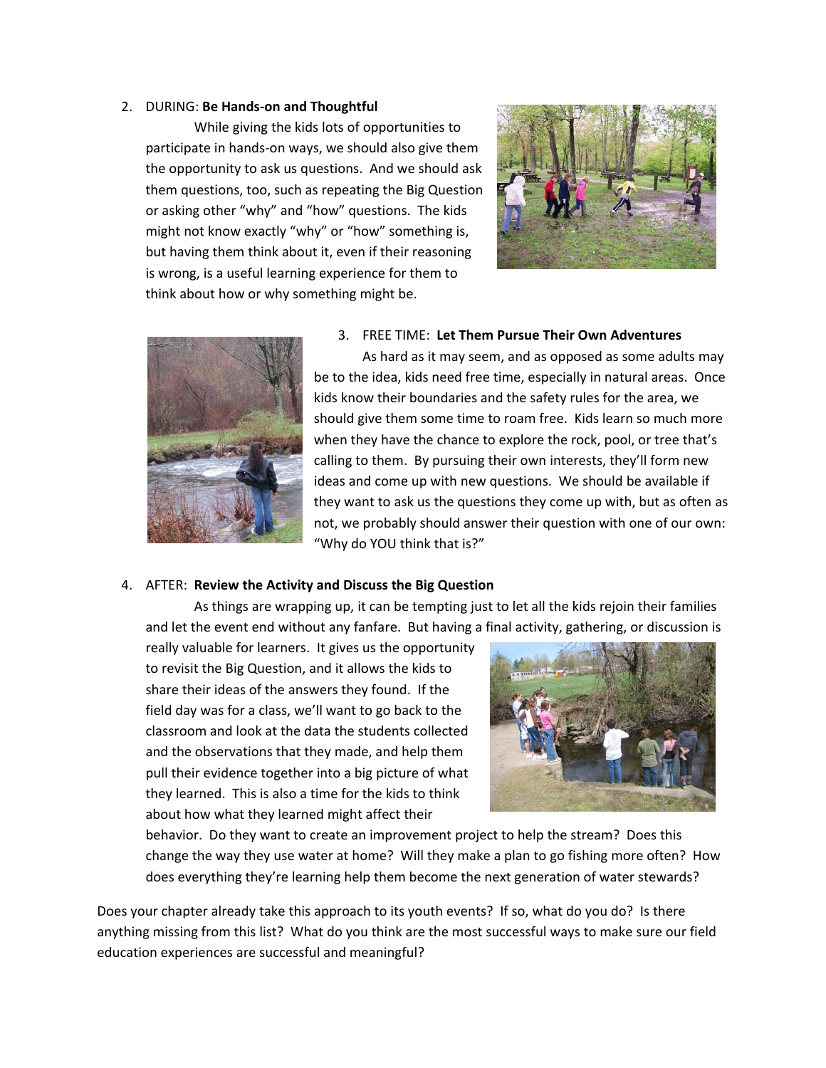2. DURING: **Be Hands-on and Thoughtful**

   While giving the kids lots of opportunities to participate in hands-on ways, we should also give them the opportunity to ask us questions. And we should ask them questions, too, such as repeating the Big Question or asking other "why" and "how" questions. The kids might not know exactly "why" or "how" something is, but having them think about it, even if their reasoning is wrong, is a useful learning experience for them to think about how or why something might be.

3. FREE TIME: **Let Them Pursue Their Own Adventures**

   As hard as it may seem, and as opposed as some adults may be to the idea, kids need free time, especially in natural areas. Once kids know their boundaries and the safety rules for the area, we should give them some time to roam free. Kids learn so much more when they have the chance to explore the rock, pool, or tree that's calling to them. By pursuing their own interests, they'll form new ideas and come up with new questions. We should be available if they want to ask us the questions they come up with, but as often as not, we probably should answer their question with one of our own: "Why do YOU think that is?"

4. AFTER: **Review the Activity and Discuss the Big Question**

   As things are wrapping up, it can be tempting just to let all the kids rejoin their families and let the event end without any fanfare. But having a final activity, gathering, or discussion is really valuable for learners. It gives us the opportunity to revisit the Big Question, and it allows the kids to share their ideas of the answers they found. If the field day was for a class, we'll want to go back to the classroom and look at the data the students collected and the observations that they made, and help them pull their evidence together into a big picture of what they learned. This is also a time for the kids to think about how what they learned might affect their behavior. Do they want to create an improvement project to help the stream? Does this change the way they use water at home? Will they make a plan to go fishing more often? How does everything they're learning help them become the next generation of water stewards?

Does your chapter already take this approach to its youth events? If so, what do you do? Is there anything missing from this list? What do you think are the most successful ways to make sure our field education experiences are successful and meaningful?